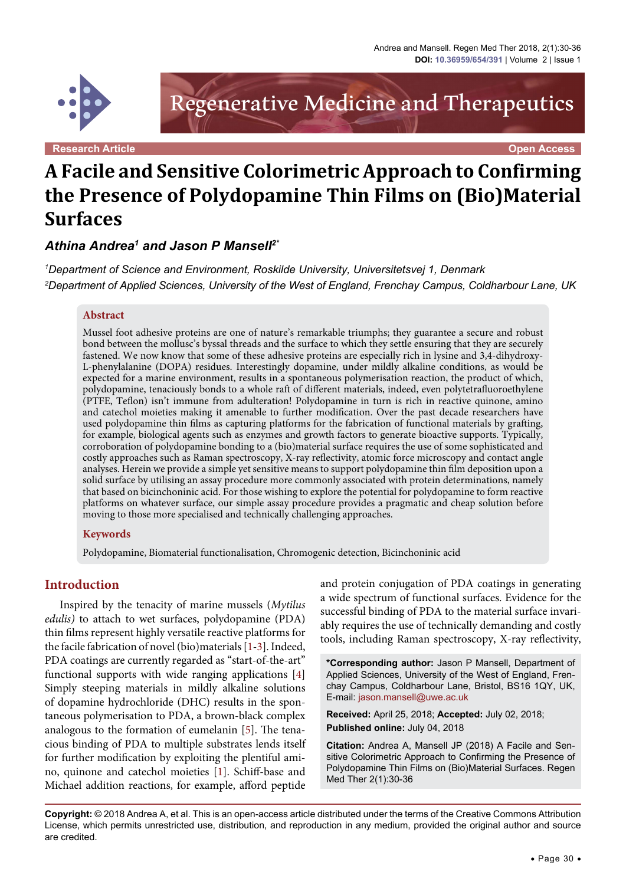Research Article | Open Access

# A Facile and Sensitive Colorimetric Approach to Confirming the Presence of Polydopamine Thin Films on (Bio)Material Surfaces

***Athina Andrea[1] and Jason P Mansell[2*]***

*[1]Department of Science and Environment, Roskilde University, Universitetsvej 1, Denmark*
*[2]Department of Applied Sciences, University of the West of England, Frenchay Campus, Coldharbour Lane, UK*

## Abstract

Mussel foot adhesive proteins are one of nature's remarkable triumphs; they guarantee a secure and robust bond between the mollusc's byssal threads and the surface to which they settle ensuring that they are securely fastened. We now know that some of these adhesive proteins are especially rich in lysine and 3,4-dihydroxy-L-phenylalanine (DOPA) residues. Interestingly dopamine, under mildly alkaline conditions, as would be expected for a marine environment, results in a spontaneous polymerisation reaction, the product of which, polydopamine, tenaciously bonds to a whole raft of different materials, indeed, even polytetrafluoroethylene (PTFE, Teflon) isn't immune from adulteration! Polydopamine in turn is rich in reactive quinone, amino and catechol moieties making it amenable to further modification. Over the past decade researchers have used polydopamine thin films as capturing platforms for the fabrication of functional materials by grafting, for example, biological agents such as enzymes and growth factors to generate bioactive supports. Typically, corroboration of polydopamine bonding to a (bio)material surface requires the use of some sophisticated and costly approaches such as Raman spectroscopy, X-ray reflectivity, atomic force microscopy and contact angle analyses. Herein we provide a simple yet sensitive means to support polydopamine thin film deposition upon a solid surface by utilising an assay procedure more commonly associated with protein determinations, namely that based on bicinchoninic acid. For those wishing to explore the potential for polydopamine to form reactive platforms on whatever surface, our simple assay procedure provides a pragmatic and cheap solution before moving to those more specialised and technically challenging approaches.

## Keywords

Polydopamine, Biomaterial functionalisation, Chromogenic detection, Bicinchoninic acid

## Introduction

Inspired by the tenacity of marine mussels (*Mytilus edulis)* to attach to wet surfaces, polydopamine (PDA) thin films represent highly versatile reactive platforms for the facile fabrication of novel (bio)materials [1-3]. Indeed, PDA coatings are currently regarded as "start-of-the-art" functional supports with wide ranging applications [4] Simply steeping materials in mildly alkaline solutions of dopamine hydrochloride (DHC) results in the spontaneous polymerisation to PDA, a brown-black complex analogous to the formation of eumelanin [5]. The tenacious binding of PDA to multiple substrates lends itself for further modification by exploiting the plentiful amino, quinone and catechol moieties [1]. Schiff-base and Michael addition reactions, for example, afford peptide and protein conjugation of PDA coatings in generating a wide spectrum of functional surfaces. Evidence for the successful binding of PDA to the material surface invariably requires the use of technically demanding and costly tools, including Raman spectroscopy, X-ray reflectivity,

**\*Corresponding author:** Jason P Mansell, Department of Applied Sciences, University of the West of England, Frenchay Campus, Coldharbour Lane, Bristol, BS16 1QY, UK, E-mail: jason.mansell@uwe.ac.uk

**Received:** April 25, 2018; **Accepted:** July 02, 2018; **Published online:** July 04, 2018

**Citation:** Andrea A, Mansell JP (2018) A Facile and Sensitive Colorimetric Approach to Confirming the Presence of Polydopamine Thin Films on (Bio)Material Surfaces. Regen Med Ther 2(1):30-36

**Copyright:** © 2018 Andrea A, et al. This is an open-access article distributed under the terms of the Creative Commons Attribution License, which permits unrestricted use, distribution, and reproduction in any medium, provided the original author and source are credited.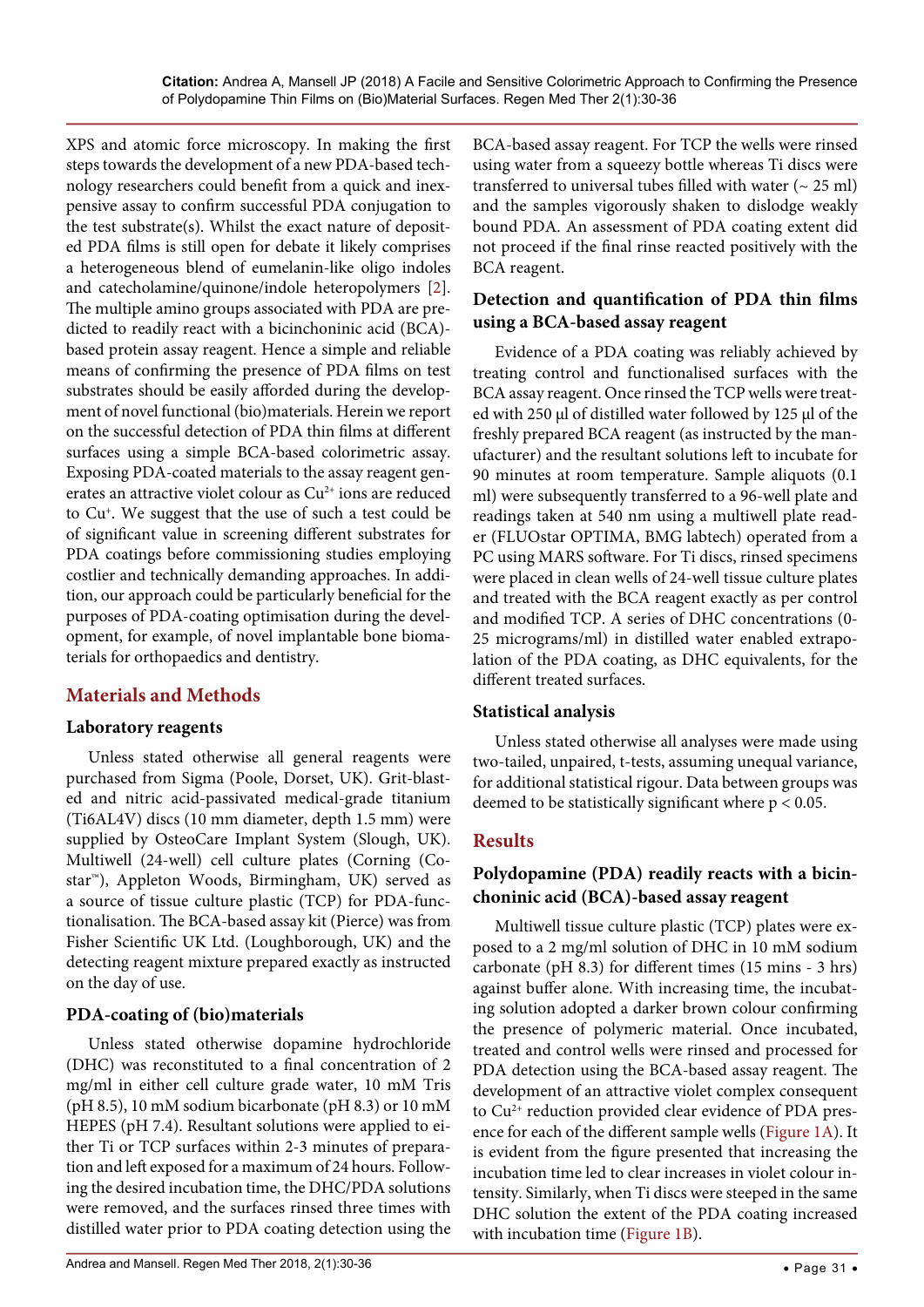XPS and atomic force microscopy. In making the first steps towards the development of a new PDA-based technology researchers could benefit from a quick and inexpensive assay to confirm successful PDA conjugation to the test substrate(s). Whilst the exact nature of deposited PDA films is still open for debate it likely comprises a heterogeneous blend of eumelanin-like oligo indoles and catecholamine/quinone/indole heteropolymers [2]. The multiple amino groups associated with PDA are predicted to readily react with a bicinchoninic acid (BCA)-based protein assay reagent. Hence a simple and reliable means of confirming the presence of PDA films on test substrates should be easily afforded during the development of novel functional (bio)materials. Herein we report on the successful detection of PDA thin films at different surfaces using a simple BCA-based colorimetric assay. Exposing PDA-coated materials to the assay reagent generates an attractive violet colour as $Cu^{2+}$ ions are reduced to $Cu^{+}$. We suggest that the use of such a test could be of significant value in screening different substrates for PDA coatings before commissioning studies employing costlier and technically demanding approaches. In addition, our approach could be particularly beneficial for the purposes of PDA-coating optimisation during the development, for example, of novel implantable bone biomaterials for orthopaedics and dentistry.

## Materials and Methods

### Laboratory reagents

Unless stated otherwise all general reagents were purchased from Sigma (Poole, Dorset, UK). Grit-blasted and nitric acid-passivated medical-grade titanium (Ti6AL4V) discs (10 mm diameter, depth 1.5 mm) were supplied by OsteoCare Implant System (Slough, UK). Multiwell (24-well) cell culture plates (Costar™), Appleton Woods, Birmingham, UK) served as a source of tissue culture plastic (TCP) for PDA-functionalisation. The BCA-based assay kit (Pierce) was from Fisher Scientific UK Ltd. (Loughborough, UK) and the detecting reagent mixture prepared exactly as instructed on the day of use.

### PDA-coating of (bio)materials

Unless stated otherwise dopamine hydrochloride (DHC) was reconstituted to a final concentration of 2 mg/ml in either cell culture grade water, 10 mM Tris (pH 8.5), 10 mM sodium bicarbonate (pH 8.3) or 10 mM HEPES (pH 7.4). Resultant solutions were applied to either Ti or TCP surfaces within 2-3 minutes of preparation and left exposed for a maximum of 24 hours. Following the desired incubation time, the DHC/PDA solutions were removed, and the surfaces rinsed three times with distilled water prior to PDA coating detection using the BCA-based assay reagent. For TCP the wells were rinsed using water from a squeezy bottle whereas Ti discs were transferred to universal tubes filled with water (~ 25 ml) and the samples vigorously shaken to dislodge weakly bound PDA. An assessment of PDA coating extent did not proceed if the final rinse reacted positively with the BCA reagent.

### Detection and quantification of PDA thin films using a BCA-based assay reagent

Evidence of a PDA coating was reliably achieved by treating control and functionalised surfaces with the BCA assay reagent. Once rinsed the TCP wells were treated with 250 μl of distilled water followed by 125 μl of the freshly prepared BCA reagent (as instructed by the manufacturer) and the resultant solutions left to incubate for 90 minutes at room temperature. Sample aliquots (0.1 ml) were subsequently transferred to a 96-well plate and readings taken at 540 nm using a multiwell plate reader (FLUOstar OPTIMA, BMG labtech) operated from a PC using MARS software. For Ti discs, rinsed specimens were placed in clean wells of 24-well tissue culture plates and treated with the BCA reagent exactly as per control and modified TCP. A series of DHC concentrations (0-25 micrograms/ml) in distilled water enabled extrapolation of the PDA coating, as DHC equivalents, for the different treated surfaces.

### Statistical analysis

Unless stated otherwise all analyses were made using two-tailed, unpaired, t-tests, assuming unequal variance, for additional statistical rigour. Data between groups was deemed to be statistically significant where $p < 0.05$.

## Results

### Polydopamine (PDA) readily reacts with a bicinchoninic acid (BCA)-based assay reagent

Multiwell tissue culture plastic (TCP) plates were exposed to a 2 mg/ml solution of DHC in 10 mM sodium carbonate (pH 8.3) for different times (15 mins - 3 hrs) against buffer alone. With increasing time, the incubating solution adopted a darker brown colour confirming the presence of polymeric material. Once incubated, treated and control wells were rinsed and processed for PDA detection using the BCA-based assay reagent. The development of an attractive violet complex consequent to $Cu^{2+}$ reduction provided clear evidence of PDA presence for each of the different sample wells (Figure 1A). It is evident from the figure presented that increasing the incubation time led to clear increases in violet colour intensity. Similarly, when Ti discs were steeped in the same DHC solution the extent of the PDA coating increased with incubation time (Figure 1B).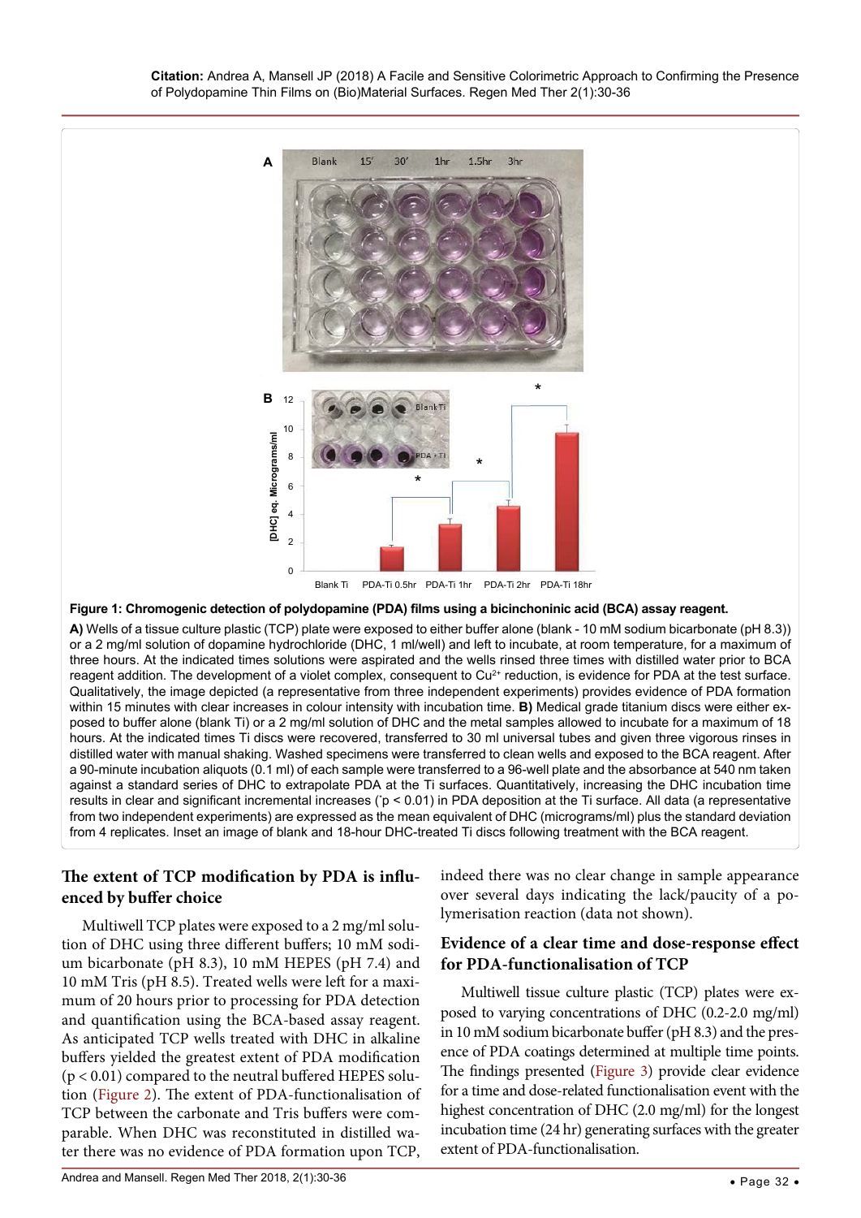**Figure 1: Chromogenic detection of polydopamine (PDA) films using a bicinchoninic acid (BCA) assay reagent.**

**A)** Wells of a tissue culture plastic (TCP) plate were exposed to either buffer alone (blank - 10 mM sodium bicarbonate (pH 8.3)) or a 2 mg/ml solution of dopamine hydrochloride (DHC, 1 ml/well) and left to incubate, at room temperature, for a maximum of three hours. At the indicated times solutions were aspirated and the wells rinsed three times with distilled water prior to BCA reagent addition. The development of a violet complex, consequent to $Cu^{2+}$ reduction, is evidence for PDA at the test surface. Qualitatively, the image depicted (a representative from three independent experiments) provides evidence of PDA formation within 15 minutes with clear increases in colour intensity with incubation time. **B)** Medical grade titanium discs were either exposed to buffer alone (blank Ti) or a 2 mg/ml solution of DHC and the metal samples allowed to incubate for a maximum of 18 hours. At the indicated times Ti discs were recovered, transferred to 30 ml universal tubes and given three vigorous rinses in distilled water with manual shaking. Washed specimens were transferred to clean wells and exposed to the BCA reagent. After a 90-minute incubation aliquots (0.1 ml) of each sample were transferred to a 96-well plate and the absorbance at 540 nm taken against a standard series of DHC to extrapolate PDA at the Ti surfaces. Quantitatively, increasing the DHC incubation time results in clear and significant incremental increases ($^*p < 0.01$) in PDA deposition at the Ti surface. All data (a representative from two independent experiments) are expressed as the mean equivalent of DHC (micrograms/ml) plus the standard deviation from 4 replicates. Inset an image of blank and 18-hour DHC-treated Ti discs following treatment with the BCA reagent.

## The extent of TCP modification by PDA is influenced by buffer choice

Multiwell TCP plates were exposed to a 2 mg/ml solution of DHC using three different buffers; 10 mM sodium bicarbonate (pH 8.3), 10 mM HEPES (pH 7.4) and 10 mM Tris (pH 8.5). Treated wells were left for a maximum of 20 hours prior to processing for PDA detection and quantification using the BCA-based assay reagent. As anticipated TCP wells treated with DHC in alkaline buffers yielded the greatest extent of PDA modification ($p < 0.01$) compared to the neutral buffered HEPES solution (Figure 2). The extent of PDA-functionalisation of TCP between the carbonate and Tris buffers were comparable. When DHC was reconstituted in distilled water there was no evidence of PDA formation upon TCP, indeed there was no clear change in sample appearance over several days indicating the lack/paucity of a polymerisation reaction (data not shown).

## Evidence of a clear time and dose-response effect for PDA-functionalisation of TCP

Multiwell tissue culture plastic (TCP) plates were exposed to varying concentrations of DHC (0.2-2.0 mg/ml) in 10 mM sodium bicarbonate buffer (pH 8.3) and the presence of PDA coatings determined at multiple time points. The findings presented (Figure 3) provide clear evidence for a time and dose-related functionalisation event with the highest concentration of DHC (2.0 mg/ml) for the longest incubation time (24 hr) generating surfaces with the greater extent of PDA-functionalisation.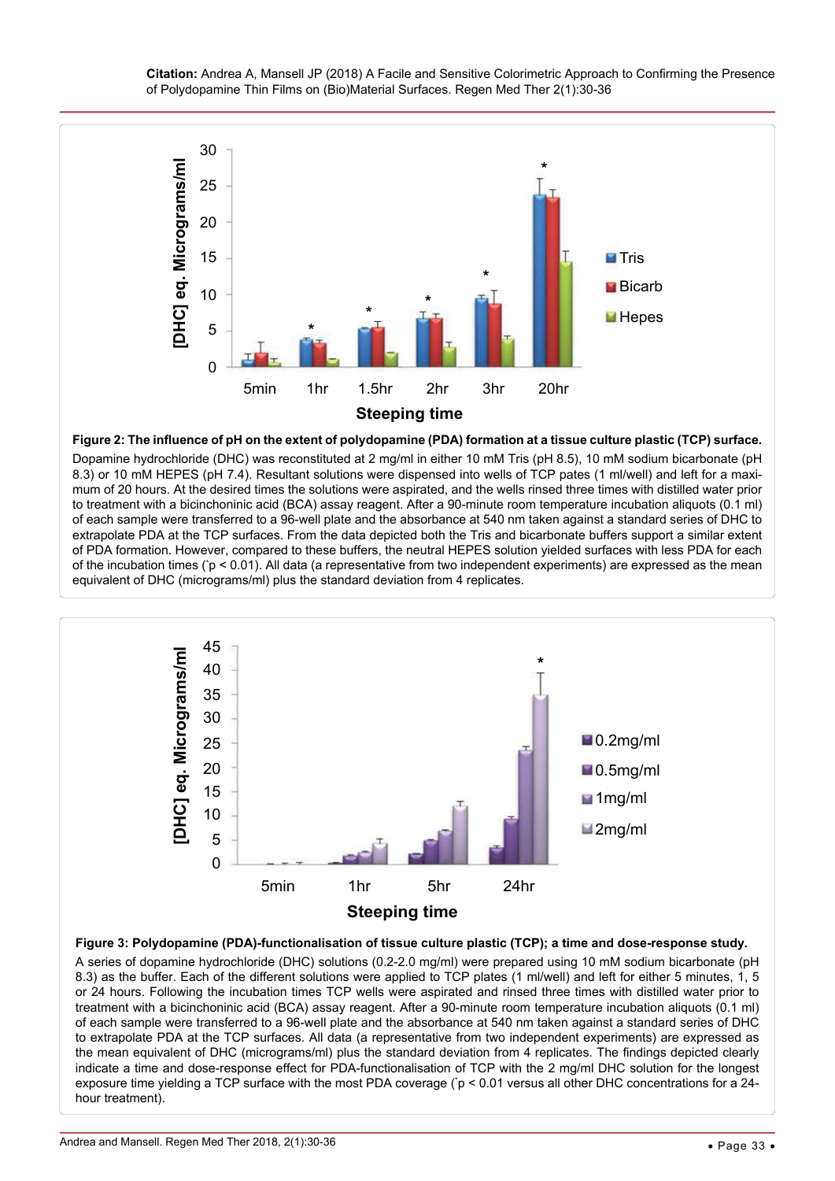**Figure 2: The influence of pH on the extent of polydopamine (PDA) formation at a tissue culture plastic (TCP) surface.**

Dopamine hydrochloride (DHC) was reconstituted at 2 mg/ml in either 10 mM Tris (pH 8.5), 10 mM sodium bicarbonate (pH 8.3) or 10 mM HEPES (pH 7.4). Resultant solutions were dispensed into wells of TCP pates (1 ml/well) and left for a maximum of 20 hours. At the desired times the solutions were aspirated, and the wells rinsed three times with distilled water prior to treatment with a bicinchoninic acid (BCA) assay reagent. After a 90-minute room temperature incubation aliquots (0.1 ml) of each sample were transferred to a 96-well plate and the absorbance at 540 nm taken against a standard series of DHC to extrapolate PDA at the TCP surfaces. From the data depicted both the Tris and bicarbonate buffers support a similar extent of PDA formation. However, compared to these buffers, the neutral HEPES solution yielded surfaces with less PDA for each of the incubation times ($^*p < 0.01$). All data (a representative from two independent experiments) are expressed as the mean equivalent of DHC (micrograms/ml) plus the standard deviation from 4 replicates.

**Figure 3: Polydopamine (PDA)-functionalisation of tissue culture plastic (TCP); a time and dose-response study.**

A series of dopamine hydrochloride (DHC) solutions (0.2-2.0 mg/ml) were prepared using 10 mM sodium bicarbonate (pH 8.3) as the buffer. Each of the different solutions were applied to TCP plates (1 ml/well) and left for either 5 minutes, 1, 5 or 24 hours. Following the incubation times TCP wells were aspirated and rinsed three times with distilled water prior to treatment with a bicinchoninic acid (BCA) assay reagent. After a 90-minute room temperature incubation aliquots (0.1 ml) of each sample were transferred to a 96-well plate and the absorbance at 540 nm taken against a standard series of DHC to extrapolate PDA at the TCP surfaces. All data (a representative from two independent experiments) are expressed as the mean equivalent of DHC (micrograms/ml) plus the standard deviation from 4 replicates. The findings depicted clearly indicate a time and dose-response effect for PDA-functionalisation of TCP with the 2 mg/ml DHC solution for the longest exposure time yielding a TCP surface with the most PDA coverage ($^*p < 0.01$ versus all other DHC concentrations for a 24-hour treatment).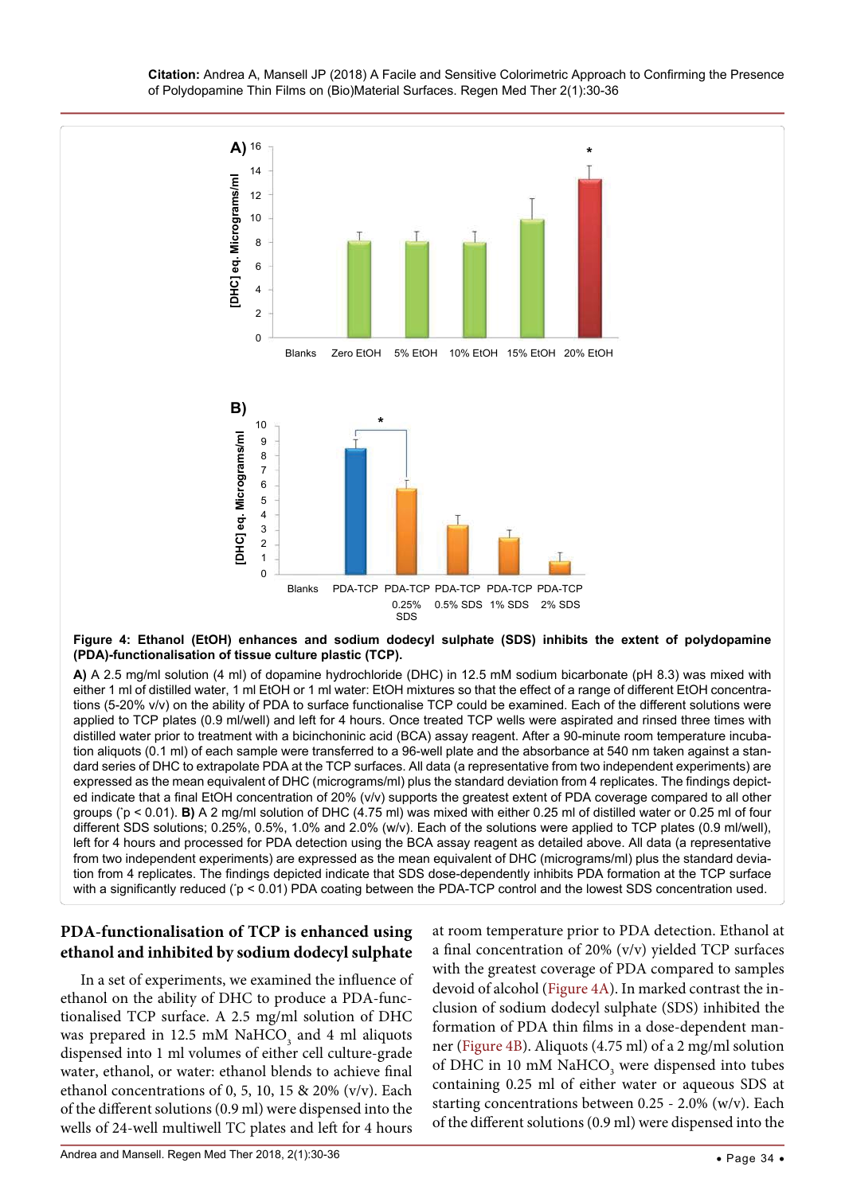**Figure 4: Ethanol (EtOH) enhances and sodium dodecyl sulphate (SDS) inhibits the extent of polydopamine (PDA)-functionalisation of tissue culture plastic (TCP).**

**A)** A 2.5 mg/ml solution (4 ml) of dopamine hydrochloride (DHC) in 12.5 mM sodium bicarbonate (pH 8.3) was mixed with either 1 ml of distilled water, 1 ml EtOH or 1 ml water: EtOH mixtures so that the effect of a range of different EtOH concentrations (5-20% v/v) on the ability of PDA to surface functionalise TCP could be examined. Each of the different solutions were applied to TCP plates (0.9 ml/well) and left for 4 hours. Once treated TCP wells were aspirated and rinsed three times with distilled water prior to treatment with a bicinchoninic acid (BCA) assay reagent. After a 90-minute room temperature incubation aliquots (0.1 ml) of each sample were transferred to a 96-well plate and the absorbance at 540 nm taken against a standard series of DHC to extrapolate PDA at the TCP surfaces. All data (a representative from two independent experiments) are expressed as the mean equivalent of DHC (micrograms/ml) plus the standard deviation from 4 replicates. The findings depicted indicate that a final EtOH concentration of 20% (v/v) supports the greatest extent of PDA coverage compared to all other groups (*p < 0.01). **B)** A 2 mg/ml solution of DHC (4.75 ml) was mixed with either 0.25 ml of distilled water or 0.25 ml of four different SDS solutions; 0.25%, 0.5%, 1.0% and 2.0% (w/v). Each of the solutions were applied to TCP plates (0.9 ml/well), left for 4 hours and processed for PDA detection using the BCA assay reagent as detailed above. All data (a representative from two independent experiments) are expressed as the mean equivalent of DHC (micrograms/ml) plus the standard deviation from 4 replicates. The findings depicted indicate that SDS dose-dependently inhibits PDA formation at the TCP surface with a significantly reduced (*p < 0.01) PDA coating between the PDA-TCP control and the lowest SDS concentration used.

## PDA-functionalisation of TCP is enhanced using ethanol and inhibited by sodium dodecyl sulphate

In a set of experiments, we examined the influence of ethanol on the ability of DHC to produce a PDA-functionalised TCP surface. A 2.5 mg/ml solution of DHC was prepared in 12.5 mM $NaHCO_3$ and 4 ml aliquots dispensed into 1 ml volumes of either cell culture-grade water, ethanol, or water: ethanol blends to achieve final ethanol concentrations of 0, 5, 10, 15 & 20% (v/v). Each of the different solutions (0.9 ml) were dispensed into the wells of 24-well multiwell TC plates and left for 4 hours at room temperature prior to PDA detection. Ethanol at a final concentration of 20% (v/v) yielded TCP surfaces with the greatest coverage of PDA compared to samples devoid of alcohol (Figure 4A). In marked contrast the inclusion of sodium dodecyl sulphate (SDS) inhibited the formation of PDA thin films in a dose-dependent manner (Figure 4B). Aliquots (4.75 ml) of a 2 mg/ml solution of DHC in 10 mM $NaHCO_3$ were dispensed into tubes containing 0.25 ml of either water or aqueous SDS at starting concentrations between 0.25 - 2.0% (w/v). Each of the different solutions (0.9 ml) were dispensed into the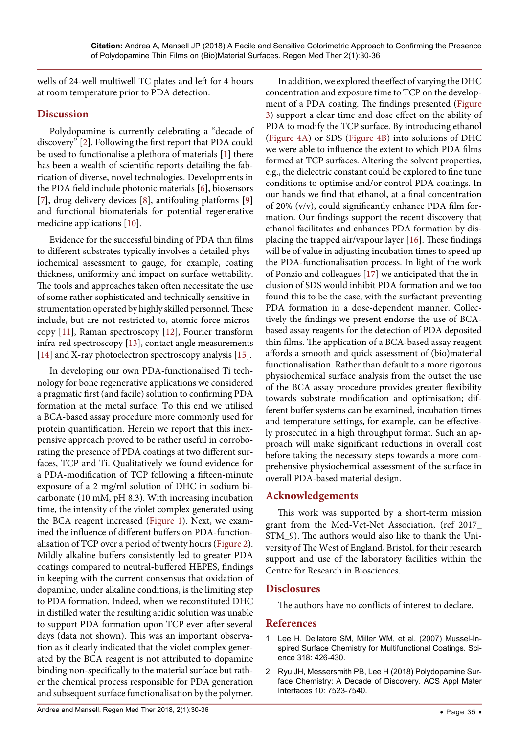wells of 24-well multiwell TC plates and left for 4 hours at room temperature prior to PDA detection.

## Discussion

Polydopamine is currently celebrating a "decade of discovery" [2]. Following the first report that PDA could be used to functionalise a plethora of materials [1] there has been a wealth of scientific reports detailing the fabrication of diverse, novel technologies. Developments in the PDA field include photonic materials [6], biosensors [7], drug delivery devices [8], antifouling platforms [9] and functional biomaterials for potential regenerative medicine applications [10].

Evidence for the successful binding of PDA thin films to different substrates typically involves a detailed physiochemical assessment to gauge, for example, coating thickness, uniformity and impact on surface wettability. The tools and approaches taken often necessitate the use of some rather sophisticated and technically sensitive instrumentation operated by highly skilled personnel. These include, but are not restricted to, atomic force microscopy [11], Raman spectroscopy [12], Fourier transform infra-red spectroscopy [13], contact angle measurements [14] and X-ray photoelectron spectroscopy analysis [15].

In developing our own PDA-functionalised Ti technology for bone regenerative applications we considered a pragmatic first (and facile) solution to confirming PDA formation at the metal surface. To this end we utilised a BCA-based assay procedure more commonly used for protein quantification. Herein we report that this inexpensive approach proved to be rather useful in corroborating the presence of PDA coatings at two different surfaces, TCP and Ti. Qualitatively we found evidence for a PDA-modification of TCP following a fifteen-minute exposure of a 2 mg/ml solution of DHC in sodium bicarbonate (10 mM, pH 8.3). With increasing incubation time, the intensity of the violet complex generated using the BCA reagent increased (Figure 1). Next, we examined the influence of different buffers on PDA-functionalisation of TCP over a period of twenty hours (Figure 2). Mildly alkaline buffers consistently led to greater PDA coatings compared to neutral-buffered HEPES, findings in keeping with the current consensus that oxidation of dopamine, under alkaline conditions, is the limiting step to PDA formation. Indeed, when we reconstituted DHC in distilled water the resulting acidic solution was unable to support PDA formation upon TCP even after several days (data not shown). This was an important observation as it clearly indicated that the violet complex generated by the BCA reagent is not attributed to dopamine binding non-specifically to the material surface but rather the chemical process responsible for PDA generation and subsequent surface functionalisation by the polymer.

In addition, we explored the effect of varying the DHC concentration and exposure time to TCP on the development of a PDA coating. The findings presented (Figure 3) support a clear time and dose effect on the ability of PDA to modify the TCP surface. By introducing ethanol (Figure 4A) or SDS (Figure 4B) into solutions of DHC we were able to influence the extent to which PDA films formed at TCP surfaces. Altering the solvent properties, e.g., the dielectric constant could be explored to fine tune conditions to optimise and/or control PDA coatings. In our hands we find that ethanol, at a final concentration of 20% (v/v), could significantly enhance PDA film formation. Our findings support the recent discovery that ethanol facilitates and enhances PDA formation by displacing the trapped air/vapour layer [16]. These findings will be of value in adjusting incubation times to speed up the PDA-functionalisation process. In light of the work of Ponzio and colleagues [17] we anticipated that the inclusion of SDS would inhibit PDA formation and we too found this to be the case, with the surfactant preventing PDA formation in a dose-dependent manner. Collectively the findings we present endorse the use of BCA-based assay reagents for the detection of PDA deposited thin films. The application of a BCA-based assay reagent affords a smooth and quick assessment of (bio)material functionalisation. Rather than default to a more rigorous physiochemical surface analysis from the outset the use of the BCA assay procedure provides greater flexibility towards substrate modification and optimisation; different buffer systems can be examined, incubation times and temperature settings, for example, can be effectively prosecuted in a high throughput format. Such an approach will make significant reductions in overall cost before taking the necessary steps towards a more comprehensive physiochemical assessment of the surface in overall PDA-based material design.

## Acknowledgements

This work was supported by a short-term mission grant from the Med-Vet-Net Association, (ref 2017_STM_9). The authors would also like to thank the University of The West of England, Bristol, for their research support and use of the laboratory facilities within the Centre for Research in Biosciences.

## Disclosures

The authors have no conflicts of interest to declare.

## References

1. Lee H, Dellatore SM, Miller WM, et al. (2007) Mussel-Inspired Surface Chemistry for Multifunctional Coatings. Science 318: 426-430.
2. Ryu JH, Messersmith PB, Lee H (2018) Polydopamine Surface Chemistry: A Decade of Discovery. ACS Appl Mater Interfaces 10: 7523-7540.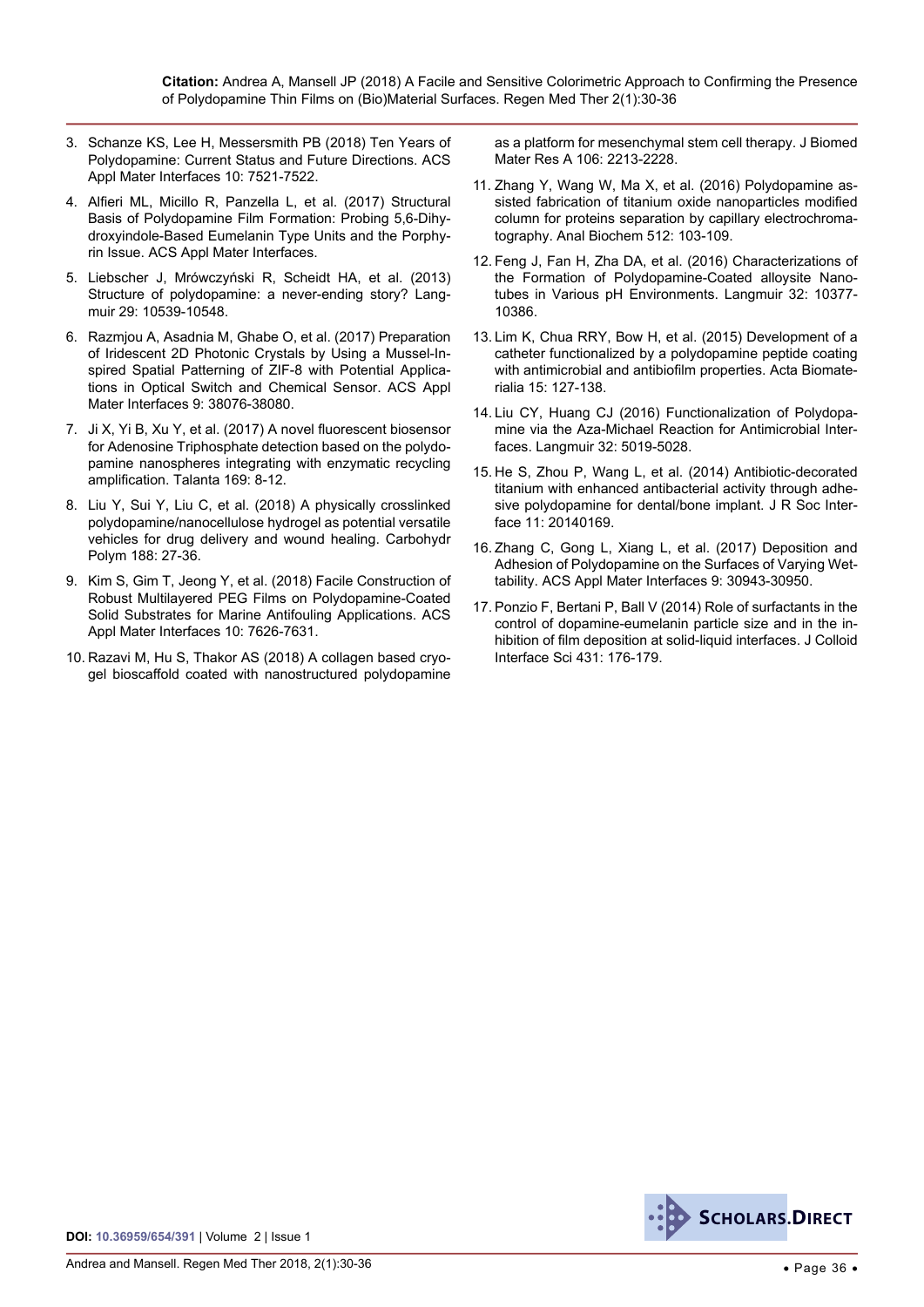3. Schanze KS, Lee H, Messersmith PB (2018) Ten Years of Polydopamine: Current Status and Future Directions. ACS Appl Mater Interfaces 10: 7521-7522.
4. Alfieri ML, Micillo R, Panzella L, et al. (2017) Structural Basis of Polydopamine Film Formation: Probing 5,6-Dihydroxyindole-Based Eumelanin Type Units and the Porphyrin Issue. ACS Appl Mater Interfaces.
5. Liebscher J, Mrówczyński R, Scheidt HA, et al. (2013) Structure of polydopamine: a never-ending story? Langmuir 29: 10539-10548.
6. Razmjou A, Asadnia M, Ghabe O, et al. (2017) Preparation of Iridescent 2D Photonic Crystals by Using a Mussel-Inspired Spatial Patterning of ZIF-8 with Potential Applications in Optical Switch and Chemical Sensor. ACS Appl Mater Interfaces 9: 38076-38080.
7. Ji X, Yi B, Xu Y, et al. (2017) A novel fluorescent biosensor for Adenosine Triphosphate detection based on the polydopamine nanospheres integrating with enzymatic recycling amplification. Talanta 169: 8-12.
8. Liu Y, Sui Y, Liu C, et al. (2018) A physically crosslinked polydopamine/nanocellulose hydrogel as potential versatile vehicles for drug delivery and wound healing. Carbohydr Polym 188: 27-36.
9. Kim S, Gim T, Jeong Y, et al. (2018) Facile Construction of Robust Multilayered PEG Films on Polydopamine-Coated Solid Substrates for Marine Antifouling Applications. ACS Appl Mater Interfaces 10: 7626-7631.
10. Razavi M, Hu S, Thakor AS (2018) A collagen based cryogel bioscaffold coated with nanostructured polydopamine as a platform for mesenchymal stem cell therapy. J Biomed Mater Res A 106: 2213-2228.
11. Zhang Y, Wang W, Ma X, et al. (2016) Polydopamine assisted fabrication of titanium oxide nanoparticles modified column for proteins separation by capillary electrochromatography. Anal Biochem 512: 103-109.
12. Feng J, Fan H, Zha DA, et al. (2016) Characterizations of the Formation of Polydopamine-Coated alloysite Nanotubes in Various pH Environments. Langmuir 32: 10377-10386.
13. Lim K, Chua RRY, Bow H, et al. (2015) Development of a catheter functionalized by a polydopamine peptide coating with antimicrobial and antibiofilm properties. Acta Biomaterialia 15: 127-138.
14. Liu CY, Huang CJ (2016) Functionalization of Polydopamine via the Aza-Michael Reaction for Antimicrobial Interfaces. Langmuir 32: 5019-5028.
15. He S, Zhou P, Wang L, et al. (2014) Antibiotic-decorated titanium with enhanced antibacterial activity through adhesive polydopamine for dental/bone implant. J R Soc Interface 11: 20140169.
16. Zhang C, Gong L, Xiang L, et al. (2017) Deposition and Adhesion of Polydopamine on the Surfaces of Varying Wettability. ACS Appl Mater Interfaces 9: 30943-30950.
17. Ponzio F, Bertani P, Ball V (2014) Role of surfactants in the control of dopamine-eumelanin particle size and in the inhibition of film deposition at solid-liquid interfaces. J Colloid Interface Sci 431: 176-179.